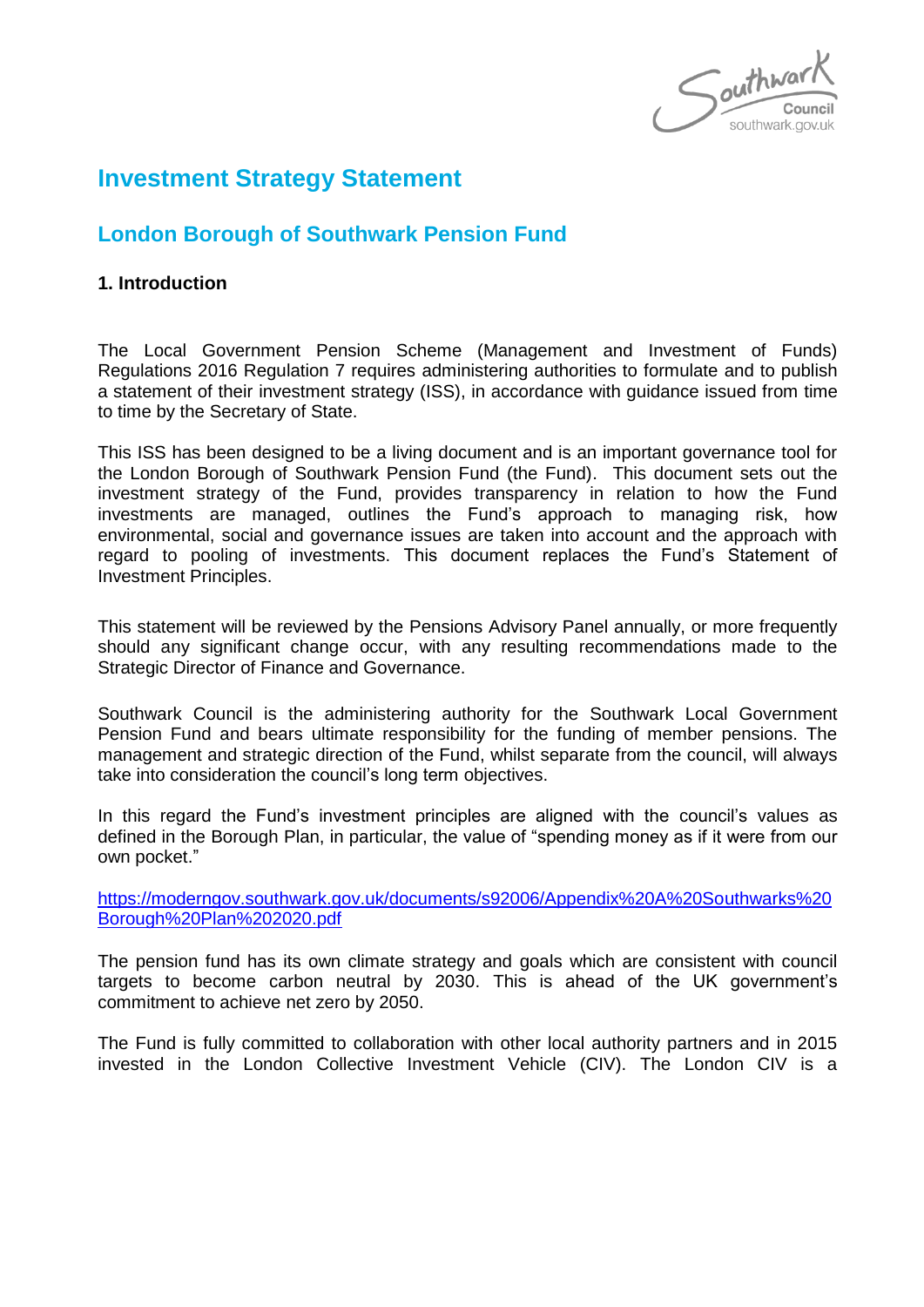# Investment Strategy Statement

## London Borough of Southwark Pension Fund

### 1. Introduction

The Local Government Pension Scheme (Management and Investment of Funds) Regulations 2016 Regulation 7 requires administering authorities to formulate and to publish a statement of their investment strategy (ISS), in accordance with guidance issued from time to time by the Secretary of State.

This ISS has been designed to be a living document and is an important governance tool for the London Borough of Southwark Pension Fund (the Fund). This document sets out the investment strategy of the Fund, provides transparency in relation to how the Fund investments are managed, outlines the Fund's approach to managing risk, how environmental, social and governance issues are taken into account and the approach with regard to pooling of investments. This document replaces the Fund's Statement of Investment Principles.

This statement will be reviewed by the Pensions Advisory Panel annually, or more frequently should any significant change occur, with any resulting recommendations made to the Strategic Director of Finance and Governance.

Southwark Council is the administering authority for the Southwark Local Government Pension Fund and bears ultimate responsibility for the funding of member pensions. The management and strategic direction of the Fund, whilst separate from the council, will always take into consideration the council's long term objectives.

In this regard the Fund's investment principles are aligned with the council's values as defined in the Borough Plan, in particular, the value of "spending money as if it were from our own pocket."

https://moderngov.southwark.gov.uk/documents/s92006/Appendix%20A%20Southwarks%20Borough%20Plan%202020.pdf

The pension fund has its own climate strategy and goals which are consistent with council targets to become carbon neutral by 2030. This is ahead of the UK government's commitment to achieve net zero by 2050.

The Fund is fully committed to collaboration with other local authority partners and in 2015 invested in the London Collective Investment Vehicle (CIV). The London CIV is a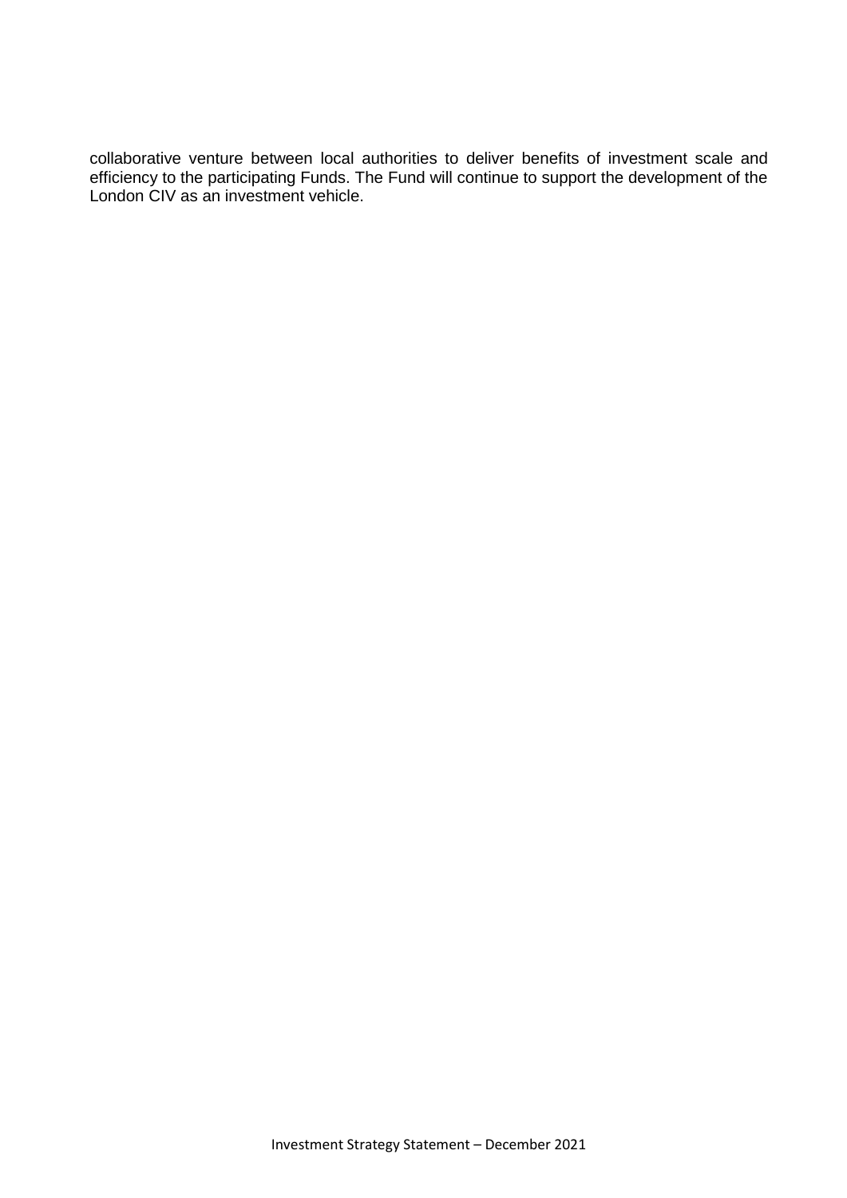collaborative venture between local authorities to deliver benefits of investment scale and efficiency to the participating Funds. The Fund will continue to support the development of the London CIV as an investment vehicle.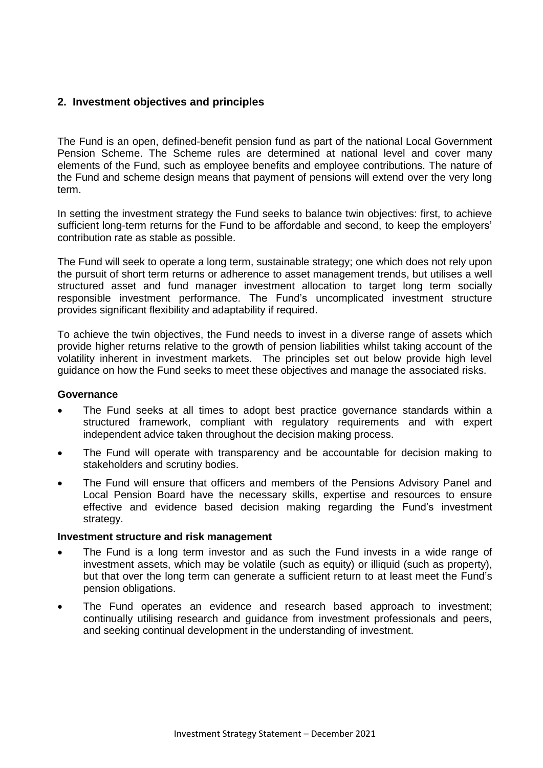## 2. Investment objectives and principles

The Fund is an open, defined-benefit pension fund as part of the national Local Government Pension Scheme. The Scheme rules are determined at national level and cover many elements of the Fund, such as employee benefits and employee contributions. The nature of the Fund and scheme design means that payment of pensions will extend over the very long term.

In setting the investment strategy the Fund seeks to balance twin objectives: first, to achieve sufficient long-term returns for the Fund to be affordable and second, to keep the employers' contribution rate as stable as possible.

The Fund will seek to operate a long term, sustainable strategy; one which does not rely upon the pursuit of short term returns or adherence to asset management trends, but utilises a well structured asset and fund manager investment allocation to target long term socially responsible investment performance. The Fund's uncomplicated investment structure provides significant flexibility and adaptability if required.

To achieve the twin objectives, the Fund needs to invest in a diverse range of assets which provide higher returns relative to the growth of pension liabilities whilst taking account of the volatility inherent in investment markets. The principles set out below provide high level guidance on how the Fund seeks to meet these objectives and manage the associated risks.

**Governance**

- The Fund seeks at all times to adopt best practice governance standards within a structured framework, compliant with regulatory requirements and with expert independent advice taken throughout the decision making process.
- The Fund will operate with transparency and be accountable for decision making to stakeholders and scrutiny bodies.
- The Fund will ensure that officers and members of the Pensions Advisory Panel and Local Pension Board have the necessary skills, expertise and resources to ensure effective and evidence based decision making regarding the Fund's investment strategy.

**Investment structure and risk management**

- The Fund is a long term investor and as such the Fund invests in a wide range of investment assets, which may be volatile (such as equity) or illiquid (such as property), but that over the long term can generate a sufficient return to at least meet the Fund's pension obligations.
- The Fund operates an evidence and research based approach to investment; continually utilising research and guidance from investment professionals and peers, and seeking continual development in the understanding of investment.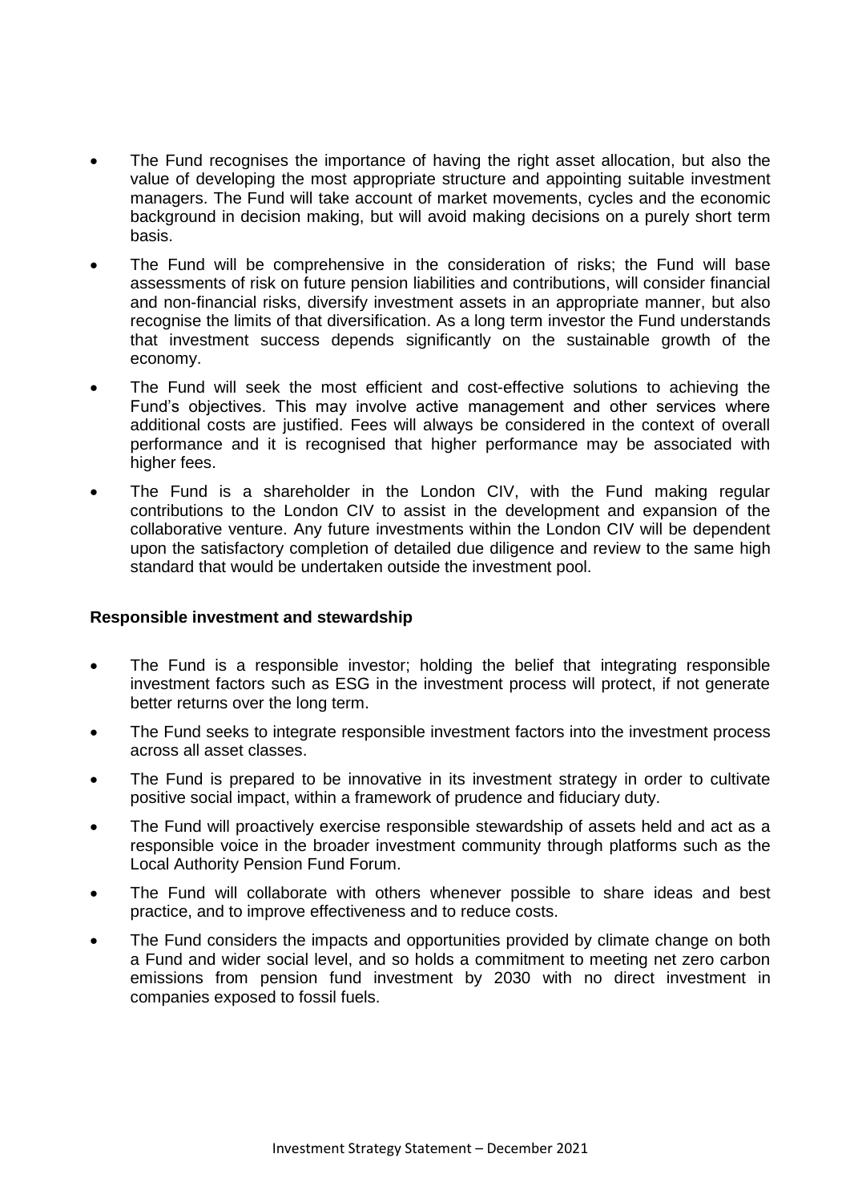- The Fund recognises the importance of having the right asset allocation, but also the value of developing the most appropriate structure and appointing suitable investment managers. The Fund will take account of market movements, cycles and the economic background in decision making, but will avoid making decisions on a purely short term basis.
- The Fund will be comprehensive in the consideration of risks; the Fund will base assessments of risk on future pension liabilities and contributions, will consider financial and non-financial risks, diversify investment assets in an appropriate manner, but also recognise the limits of that diversification. As a long term investor the Fund understands that investment success depends significantly on the sustainable growth of the economy.
- The Fund will seek the most efficient and cost-effective solutions to achieving the Fund's objectives. This may involve active management and other services where additional costs are justified. Fees will always be considered in the context of overall performance and it is recognised that higher performance may be associated with higher fees.
- The Fund is a shareholder in the London CIV, with the Fund making regular contributions to the London CIV to assist in the development and expansion of the collaborative venture. Any future investments within the London CIV will be dependent upon the satisfactory completion of detailed due diligence and review to the same high standard that would be undertaken outside the investment pool.

**Responsible investment and stewardship**

- The Fund is a responsible investor; holding the belief that integrating responsible investment factors such as ESG in the investment process will protect, if not generate better returns over the long term.
- The Fund seeks to integrate responsible investment factors into the investment process across all asset classes.
- The Fund is prepared to be innovative in its investment strategy in order to cultivate positive social impact, within a framework of prudence and fiduciary duty.
- The Fund will proactively exercise responsible stewardship of assets held and act as a responsible voice in the broader investment community through platforms such as the Local Authority Pension Fund Forum.
- The Fund will collaborate with others whenever possible to share ideas and best practice, and to improve effectiveness and to reduce costs.
- The Fund considers the impacts and opportunities provided by climate change on both a Fund and wider social level, and so holds a commitment to meeting net zero carbon emissions from pension fund investment by 2030 with no direct investment in companies exposed to fossil fuels.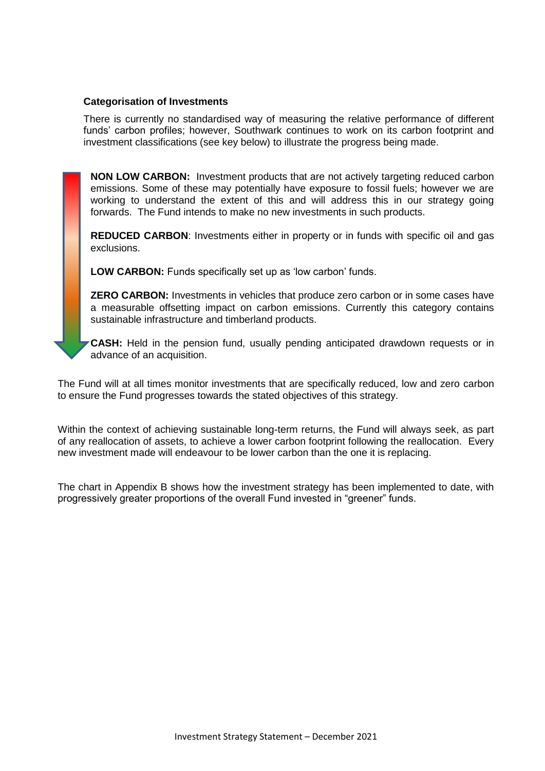### Categorisation of Investments

There is currently no standardised way of measuring the relative performance of different funds' carbon profiles; however, Southwark continues to work on its carbon footprint and investment classifications (see key below) to illustrate the progress being made.

**NON LOW CARBON:** Investment products that are not actively targeting reduced carbon emissions. Some of these may potentially have exposure to fossil fuels; however we are working to understand the extent of this and will address this in our strategy going forwards. The Fund intends to make no new investments in such products.

**REDUCED CARBON**: Investments either in property or in funds with specific oil and gas exclusions.

**LOW CARBON:** Funds specifically set up as 'low carbon' funds.

**ZERO CARBON:** Investments in vehicles that produce zero carbon or in some cases have a measurable offsetting impact on carbon emissions. Currently this category contains sustainable infrastructure and timberland products.

**CASH:** Held in the pension fund, usually pending anticipated drawdown requests or in advance of an acquisition.

The Fund will at all times monitor investments that are specifically reduced, low and zero carbon to ensure the Fund progresses towards the stated objectives of this strategy.

Within the context of achieving sustainable long-term returns, the Fund will always seek, as part of any reallocation of assets, to achieve a lower carbon footprint following the reallocation. Every new investment made will endeavour to be lower carbon than the one it is replacing.

The chart in Appendix B shows how the investment strategy has been implemented to date, with progressively greater proportions of the overall Fund invested in "greener" funds.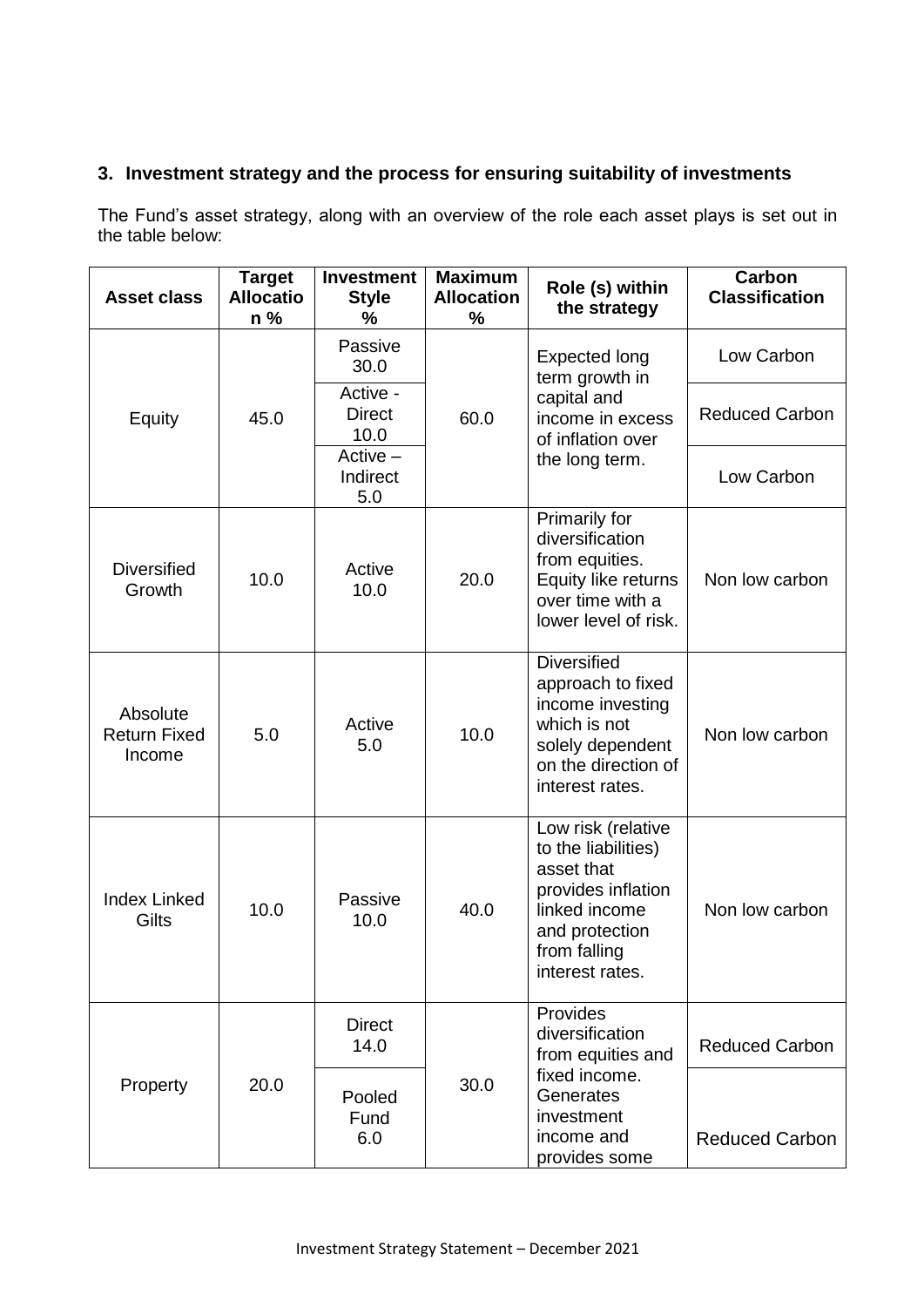### 3. Investment strategy and the process for ensuring suitability of investments

The Fund's asset strategy, along with an overview of the role each asset plays is set out in the table below:

| Asset class | Target Allocation % | Investment Style % | Maximum Allocation % | Role (s) within the strategy | Carbon Classification |
|---|---|---|---|---|---|
| Equity | 45.0 | Passive 30.0 | 60.0 | Expected long term growth in capital and income in excess of inflation over the long term. | Low Carbon |
| | | Active - Direct 10.0 | | | Reduced Carbon |
| | | Active – Indirect 5.0 | | | Low Carbon |
| Diversified Growth | 10.0 | Active 10.0 | 20.0 | Primarily for diversification from equities. Equity like returns over time with a lower level of risk. | Non low carbon |
| Absolute Return Fixed Income | 5.0 | Active 5.0 | 10.0 | Diversified approach to fixed income investing which is not solely dependent on the direction of interest rates. | Non low carbon |
| Index Linked Gilts | 10.0 | Passive 10.0 | 40.0 | Low risk (relative to the liabilities) asset that provides inflation linked income and protection from falling interest rates. | Non low carbon |
| Property | 20.0 | Direct 14.0 | 30.0 | Provides diversification from equities and fixed income. Generates investment income and provides some | Reduced Carbon |
| | | Pooled Fund 6.0 | | | Reduced Carbon |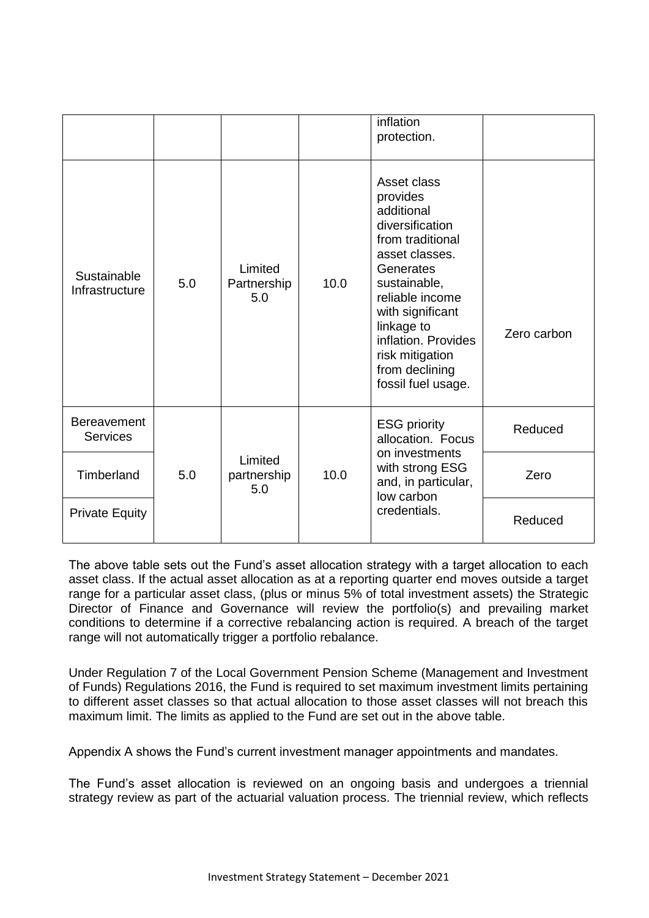| | | | | inflation protection. | |
|---|---|---|---|---|---|
| Sustainable Infrastructure | 5.0 | Limited Partnership 5.0 | 10.0 | Asset class provides additional diversification from traditional asset classes. Generates sustainable, reliable income with significant linkage to inflation. Provides risk mitigation from declining fossil fuel usage. | Zero carbon |
| Bereavement Services | 5.0 | Limited partnership 5.0 | 10.0 | ESG priority allocation. Focus on investments with strong ESG and, in particular, low carbon credentials. | Reduced |
| Timberland | | | | | Zero |
| Private Equity | | | | | Reduced |

The above table sets out the Fund's asset allocation strategy with a target allocation to each asset class. If the actual asset allocation as at a reporting quarter end moves outside a target range for a particular asset class, (plus or minus 5% of total investment assets) the Strategic Director of Finance and Governance will review the portfolio(s) and prevailing market conditions to determine if a corrective rebalancing action is required. A breach of the target range will not automatically trigger a portfolio rebalance.

Under Regulation 7 of the Local Government Pension Scheme (Management and Investment of Funds) Regulations 2016, the Fund is required to set maximum investment limits pertaining to different asset classes so that actual allocation to those asset classes will not breach this maximum limit. The limits as applied to the Fund are set out in the above table.

Appendix A shows the Fund's current investment manager appointments and mandates.

The Fund's asset allocation is reviewed on an ongoing basis and undergoes a triennial strategy review as part of the actuarial valuation process. The triennial review, which reflects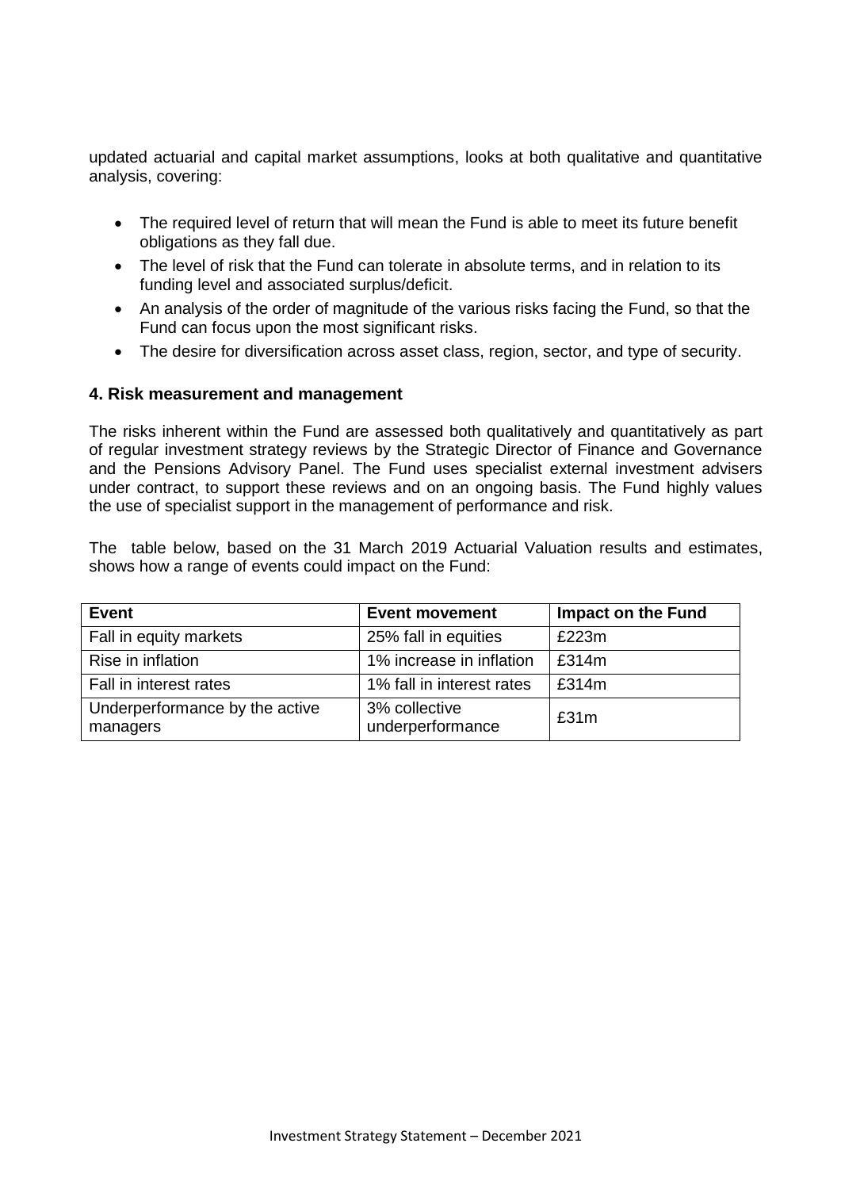updated actuarial and capital market assumptions, looks at both qualitative and quantitative analysis, covering:

- The required level of return that will mean the Fund is able to meet its future benefit obligations as they fall due.
- The level of risk that the Fund can tolerate in absolute terms, and in relation to its funding level and associated surplus/deficit.
- An analysis of the order of magnitude of the various risks facing the Fund, so that the Fund can focus upon the most significant risks.
- The desire for diversification across asset class, region, sector, and type of security.

### 4. Risk measurement and management

The risks inherent within the Fund are assessed both qualitatively and quantitatively as part of regular investment strategy reviews by the Strategic Director of Finance and Governance and the Pensions Advisory Panel. The Fund uses specialist external investment advisers under contract, to support these reviews and on an ongoing basis. The Fund highly values the use of specialist support in the management of performance and risk.

The table below, based on the 31 March 2019 Actuarial Valuation results and estimates, shows how a range of events could impact on the Fund:

| Event | Event movement | Impact on the Fund |
|---|---|---|
| Fall in equity markets | 25% fall in equities | £223m |
| Rise in inflation | 1% increase in inflation | £314m |
| Fall in interest rates | 1% fall in interest rates | £314m |
| Underperformance by the active managers | 3% collective underperformance | £31m |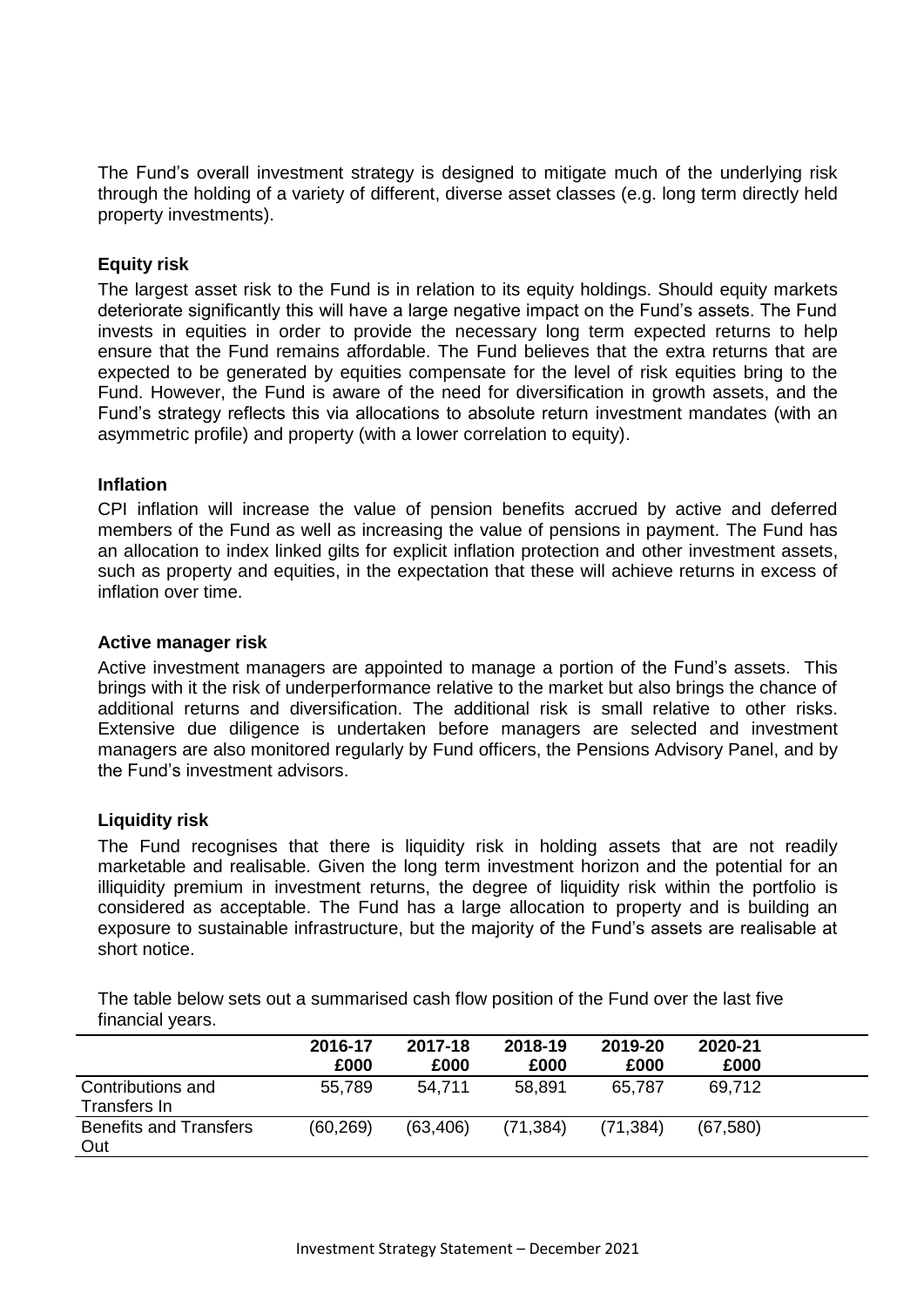The Fund's overall investment strategy is designed to mitigate much of the underlying risk through the holding of a variety of different, diverse asset classes (e.g. long term directly held property investments).

**Equity risk**

The largest asset risk to the Fund is in relation to its equity holdings. Should equity markets deteriorate significantly this will have a large negative impact on the Fund's assets. The Fund invests in equities in order to provide the necessary long term expected returns to help ensure that the Fund remains affordable. The Fund believes that the extra returns that are expected to be generated by equities compensate for the level of risk equities bring to the Fund. However, the Fund is aware of the need for diversification in growth assets, and the Fund's strategy reflects this via allocations to absolute return investment mandates (with an asymmetric profile) and property (with a lower correlation to equity).

**Inflation**

CPI inflation will increase the value of pension benefits accrued by active and deferred members of the Fund as well as increasing the value of pensions in payment. The Fund has an allocation to index linked gilts for explicit inflation protection and other investment assets, such as property and equities, in the expectation that these will achieve returns in excess of inflation over time.

**Active manager risk**

Active investment managers are appointed to manage a portion of the Fund's assets. This brings with it the risk of underperformance relative to the market but also brings the chance of additional returns and diversification. The additional risk is small relative to other risks. Extensive due diligence is undertaken before managers are selected and investment managers are also monitored regularly by Fund officers, the Pensions Advisory Panel, and by the Fund's investment advisors.

**Liquidity risk**

The Fund recognises that there is liquidity risk in holding assets that are not readily marketable and realisable. Given the long term investment horizon and the potential for an illiquidity premium in investment returns, the degree of liquidity risk within the portfolio is considered as acceptable. The Fund has a large allocation to property and is building an exposure to sustainable infrastructure, but the majority of the Fund's assets are realisable at short notice.

The table below sets out a summarised cash flow position of the Fund over the last five financial years.

| | 2016-17 £000 | 2017-18 £000 | 2018-19 £000 | 2019-20 £000 | 2020-21 £000 |
|---|---|---|---|---|---|
| Contributions and Transfers In | 55,789 | 54,711 | 58,891 | 65,787 | 69,712 |
| Benefits and Transfers Out | (60,269) | (63,406) | (71,384) | (71,384) | (67,580) |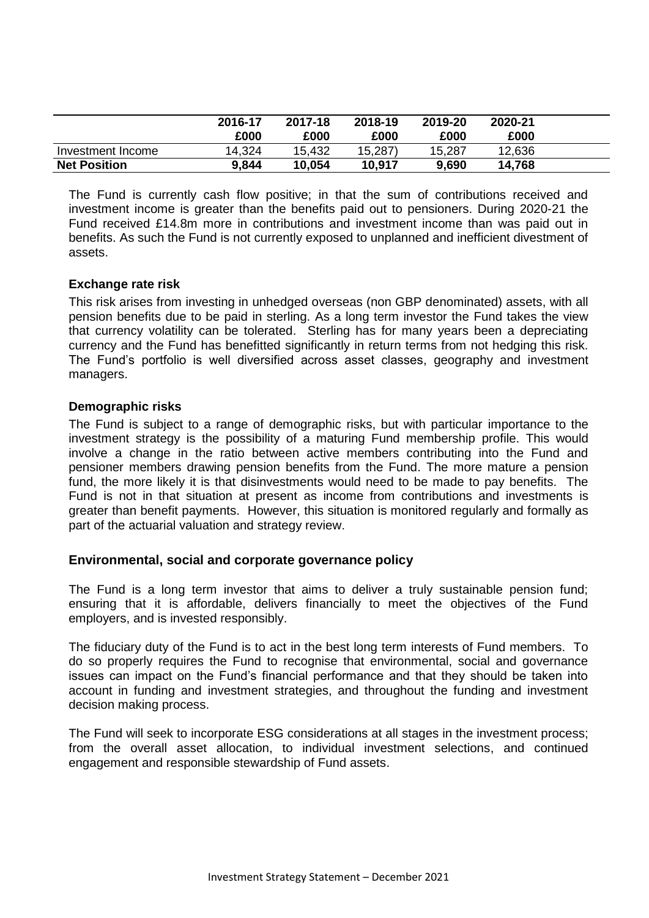| | 2016-17 £000 | 2017-18 £000 | 2018-19 £000 | 2019-20 £000 | 2020-21 £000 |
|---|---|---|---|---|---|
| Investment Income | 14,324 | 15,432 | 15,287) | 15,287 | 12,636 |
| **Net Position** | **9,844** | **10,054** | **10,917** | **9,690** | **14,768** |

The Fund is currently cash flow positive; in that the sum of contributions received and investment income is greater than the benefits paid out to pensioners. During 2020-21 the Fund received £14.8m more in contributions and investment income than was paid out in benefits. As such the Fund is not currently exposed to unplanned and inefficient divestment of assets.

**Exchange rate risk**

This risk arises from investing in unhedged overseas (non GBP denominated) assets, with all pension benefits due to be paid in sterling. As a long term investor the Fund takes the view that currency volatility can be tolerated. Sterling has for many years been a depreciating currency and the Fund has benefitted significantly in return terms from not hedging this risk. The Fund's portfolio is well diversified across asset classes, geography and investment managers.

**Demographic risks**

The Fund is subject to a range of demographic risks, but with particular importance to the investment strategy is the possibility of a maturing Fund membership profile. This would involve a change in the ratio between active members contributing into the Fund and pensioner members drawing pension benefits from the Fund. The more mature a pension fund, the more likely it is that disinvestments would need to be made to pay benefits. The Fund is not in that situation at present as income from contributions and investments is greater than benefit payments. However, this situation is monitored regularly and formally as part of the actuarial valuation and strategy review.

## Environmental, social and corporate governance policy

The Fund is a long term investor that aims to deliver a truly sustainable pension fund; ensuring that it is affordable, delivers financially to meet the objectives of the Fund employers, and is invested responsibly.

The fiduciary duty of the Fund is to act in the best long term interests of Fund members. To do so properly requires the Fund to recognise that environmental, social and governance issues can impact on the Fund's financial performance and that they should be taken into account in funding and investment strategies, and throughout the funding and investment decision making process.

The Fund will seek to incorporate ESG considerations at all stages in the investment process; from the overall asset allocation, to individual investment selections, and continued engagement and responsible stewardship of Fund assets.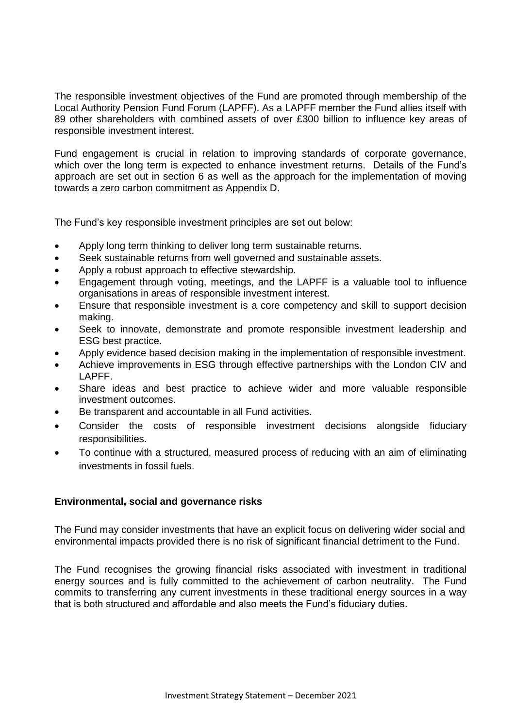The responsible investment objectives of the Fund are promoted through membership of the Local Authority Pension Fund Forum (LAPFF). As a LAPFF member the Fund allies itself with 89 other shareholders with combined assets of over £300 billion to influence key areas of responsible investment interest.

Fund engagement is crucial in relation to improving standards of corporate governance, which over the long term is expected to enhance investment returns. Details of the Fund's approach are set out in section 6 as well as the approach for the implementation of moving towards a zero carbon commitment as Appendix D.

The Fund's key responsible investment principles are set out below:

- Apply long term thinking to deliver long term sustainable returns.
- Seek sustainable returns from well governed and sustainable assets.
- Apply a robust approach to effective stewardship.
- Engagement through voting, meetings, and the LAPFF is a valuable tool to influence organisations in areas of responsible investment interest.
- Ensure that responsible investment is a core competency and skill to support decision making.
- Seek to innovate, demonstrate and promote responsible investment leadership and ESG best practice.
- Apply evidence based decision making in the implementation of responsible investment.
- Achieve improvements in ESG through effective partnerships with the London CIV and LAPFF.
- Share ideas and best practice to achieve wider and more valuable responsible investment outcomes.
- Be transparent and accountable in all Fund activities.
- Consider the costs of responsible investment decisions alongside fiduciary responsibilities.
- To continue with a structured, measured process of reducing with an aim of eliminating investments in fossil fuels.

**Environmental, social and governance risks**

The Fund may consider investments that have an explicit focus on delivering wider social and environmental impacts provided there is no risk of significant financial detriment to the Fund.

The Fund recognises the growing financial risks associated with investment in traditional energy sources and is fully committed to the achievement of carbon neutrality. The Fund commits to transferring any current investments in these traditional energy sources in a way that is both structured and affordable and also meets the Fund's fiduciary duties.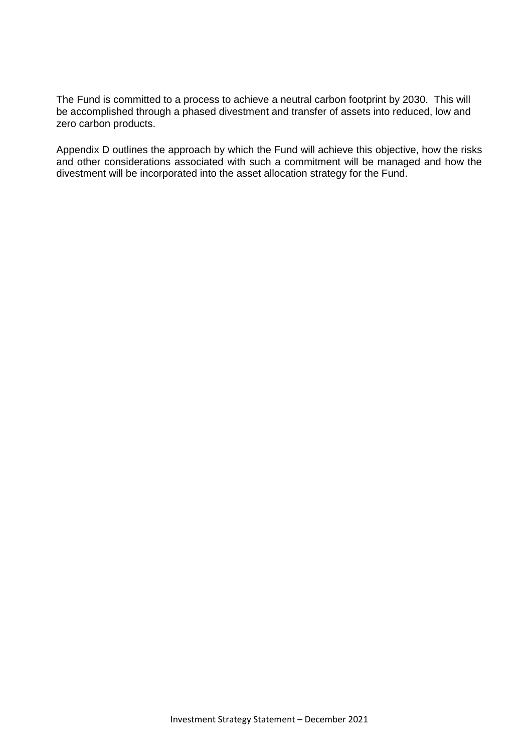The Fund is committed to a process to achieve a neutral carbon footprint by 2030. This will be accomplished through a phased divestment and transfer of assets into reduced, low and zero carbon products.

Appendix D outlines the approach by which the Fund will achieve this objective, how the risks and other considerations associated with such a commitment will be managed and how the divestment will be incorporated into the asset allocation strategy for the Fund.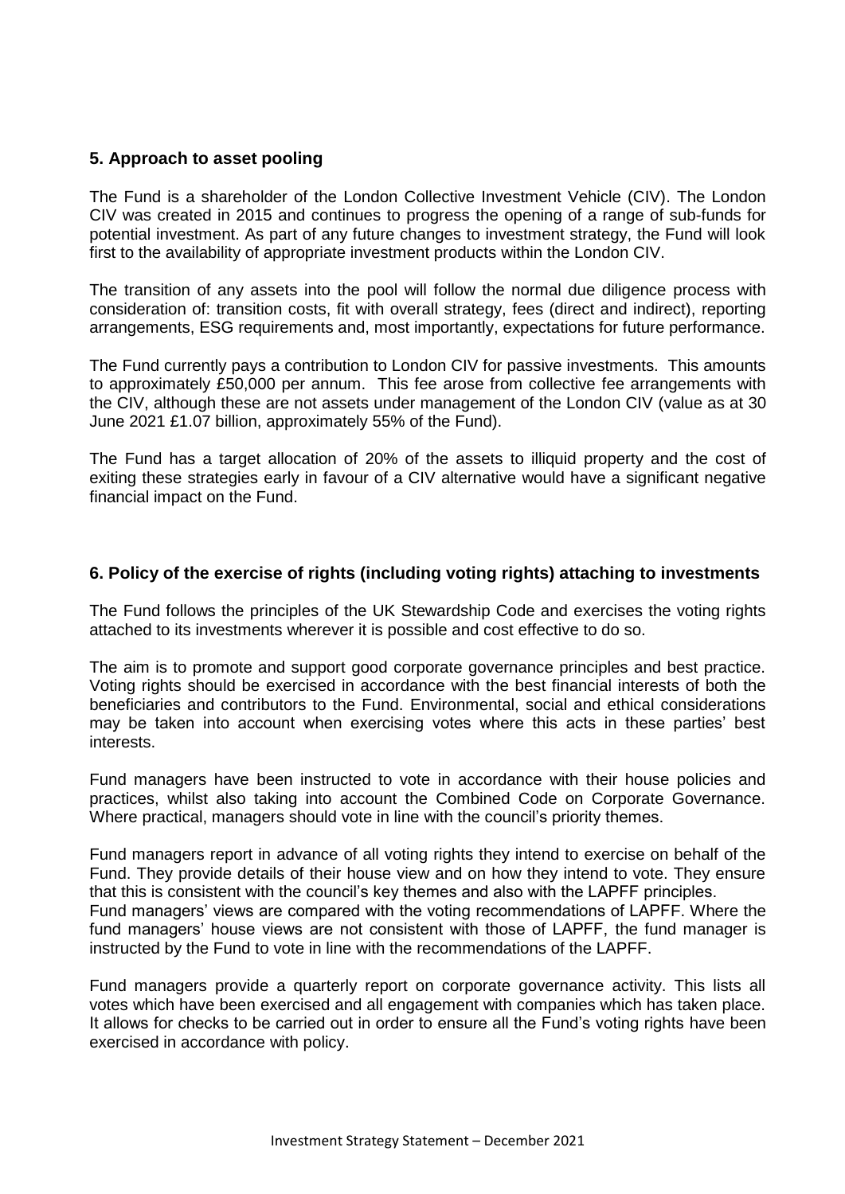## 5. Approach to asset pooling

The Fund is a shareholder of the London Collective Investment Vehicle (CIV). The London CIV was created in 2015 and continues to progress the opening of a range of sub-funds for potential investment. As part of any future changes to investment strategy, the Fund will look first to the availability of appropriate investment products within the London CIV.

The transition of any assets into the pool will follow the normal due diligence process with consideration of: transition costs, fit with overall strategy, fees (direct and indirect), reporting arrangements, ESG requirements and, most importantly, expectations for future performance.

The Fund currently pays a contribution to London CIV for passive investments. This amounts to approximately £50,000 per annum. This fee arose from collective fee arrangements with the CIV, although these are not assets under management of the London CIV (value as at 30 June 2021 £1.07 billion, approximately 55% of the Fund).

The Fund has a target allocation of 20% of the assets to illiquid property and the cost of exiting these strategies early in favour of a CIV alternative would have a significant negative financial impact on the Fund.

## 6. Policy of the exercise of rights (including voting rights) attaching to investments

The Fund follows the principles of the UK Stewardship Code and exercises the voting rights attached to its investments wherever it is possible and cost effective to do so.

The aim is to promote and support good corporate governance principles and best practice. Voting rights should be exercised in accordance with the best financial interests of both the beneficiaries and contributors to the Fund. Environmental, social and ethical considerations may be taken into account when exercising votes where this acts in these parties' best interests.

Fund managers have been instructed to vote in accordance with their house policies and practices, whilst also taking into account the Combined Code on Corporate Governance. Where practical, managers should vote in line with the council's priority themes.

Fund managers report in advance of all voting rights they intend to exercise on behalf of the Fund. They provide details of their house view and on how they intend to vote. They ensure that this is consistent with the council's key themes and also with the LAPFF principles.
Fund managers' views are compared with the voting recommendations of LAPFF. Where the fund managers' house views are not consistent with those of LAPFF, the fund manager is instructed by the Fund to vote in line with the recommendations of the LAPFF.

Fund managers provide a quarterly report on corporate governance activity. This lists all votes which have been exercised and all engagement with companies which has taken place. It allows for checks to be carried out in order to ensure all the Fund's voting rights have been exercised in accordance with policy.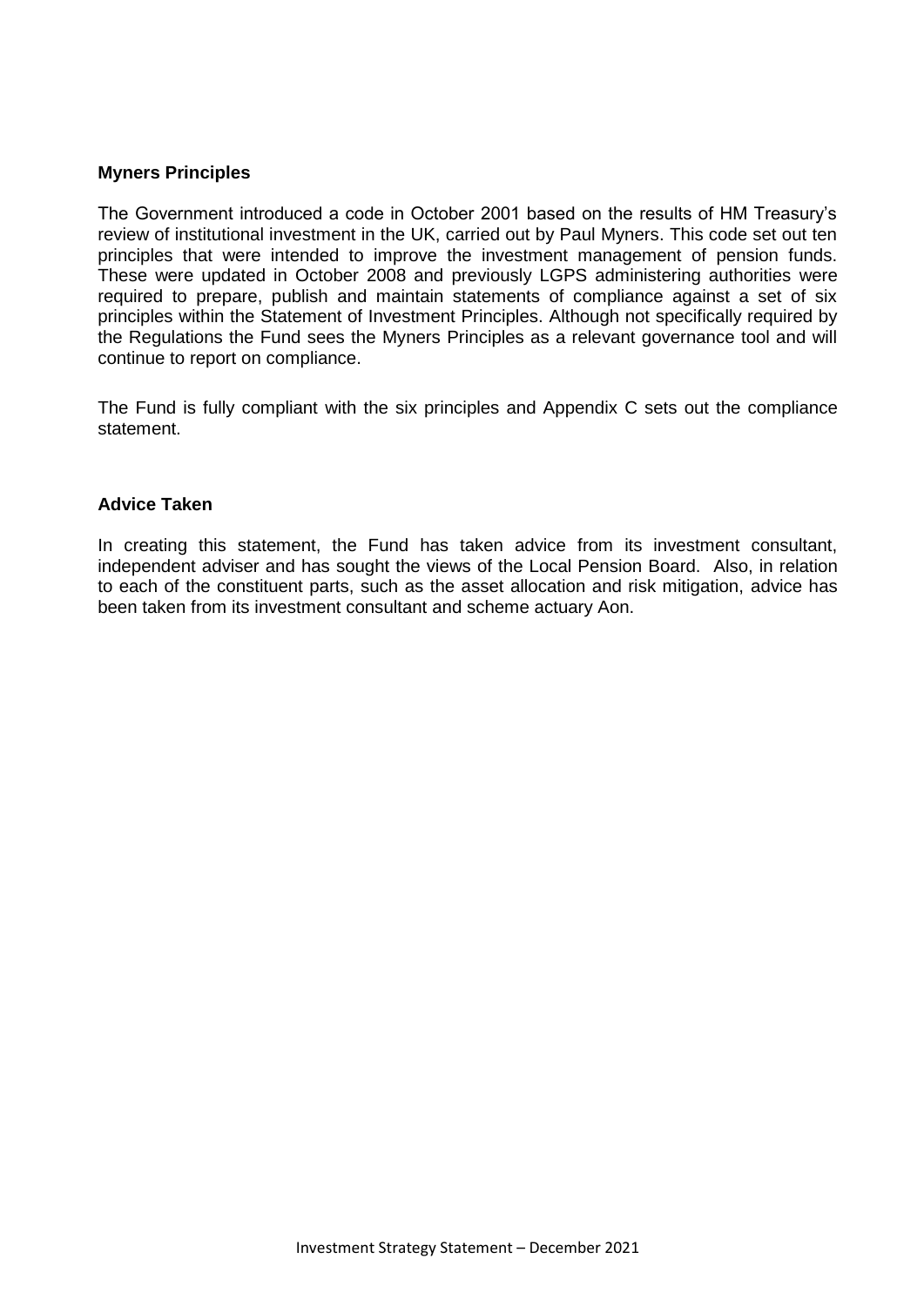**Myners Principles**

The Government introduced a code in October 2001 based on the results of HM Treasury's review of institutional investment in the UK, carried out by Paul Myners. This code set out ten principles that were intended to improve the investment management of pension funds. These were updated in October 2008 and previously LGPS administering authorities were required to prepare, publish and maintain statements of compliance against a set of six principles within the Statement of Investment Principles. Although not specifically required by the Regulations the Fund sees the Myners Principles as a relevant governance tool and will continue to report on compliance.

The Fund is fully compliant with the six principles and Appendix C sets out the compliance statement.

**Advice Taken**

In creating this statement, the Fund has taken advice from its investment consultant, independent adviser and has sought the views of the Local Pension Board. Also, in relation to each of the constituent parts, such as the asset allocation and risk mitigation, advice has been taken from its investment consultant and scheme actuary Aon.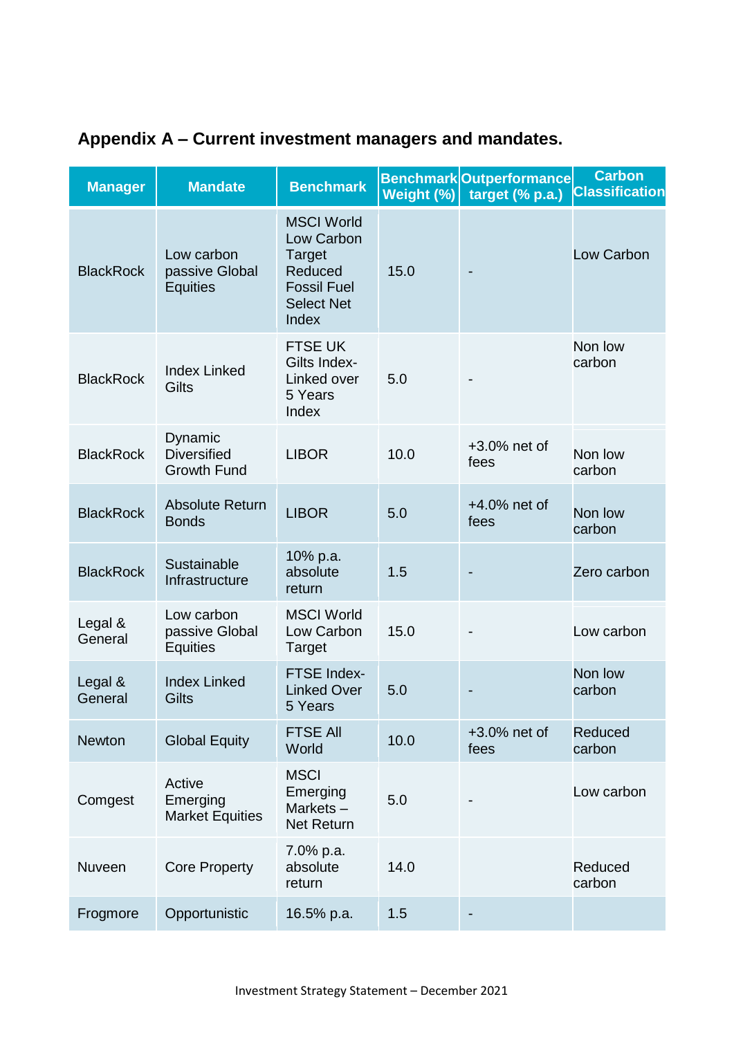**Appendix A – Current investment managers and mandates.**

| Manager | Mandate | Benchmark | Benchmark Weight (%) | Outperformance target (% p.a.) | Carbon Classification |
|---|---|---|---|---|---|
| BlackRock | Low carbon passive Global Equities | MSCI World Low Carbon Target Reduced Fossil Fuel Select Net Index | 15.0 | - | Low Carbon |
| BlackRock | Index Linked Gilts | FTSE UK Gilts Index-Linked over 5 Years Index | 5.0 | - | Non low carbon |
| BlackRock | Dynamic Diversified Growth Fund | LIBOR | 10.0 | +3.0% net of fees | Non low carbon |
| BlackRock | Absolute Return Bonds | LIBOR | 5.0 | +4.0% net of fees | Non low carbon |
| BlackRock | Sustainable Infrastructure | 10% p.a. absolute return | 1.5 | - | Zero carbon |
| Legal & General | Low carbon passive Global Equities | MSCI World Low Carbon Target | 15.0 | - | Low carbon |
| Legal & General | Index Linked Gilts | FTSE Index-Linked Over 5 Years | 5.0 | - | Non low carbon |
| Newton | Global Equity | FTSE All World | 10.0 | +3.0% net of fees | Reduced carbon |
| Comgest | Active Emerging Market Equities | MSCI Emerging Markets – Net Return | 5.0 | - | Low carbon |
| Nuveen | Core Property | 7.0% p.a. absolute return | 14.0 | | Reduced carbon |
| Frogmore | Opportunistic | 16.5% p.a. | 1.5 | - | |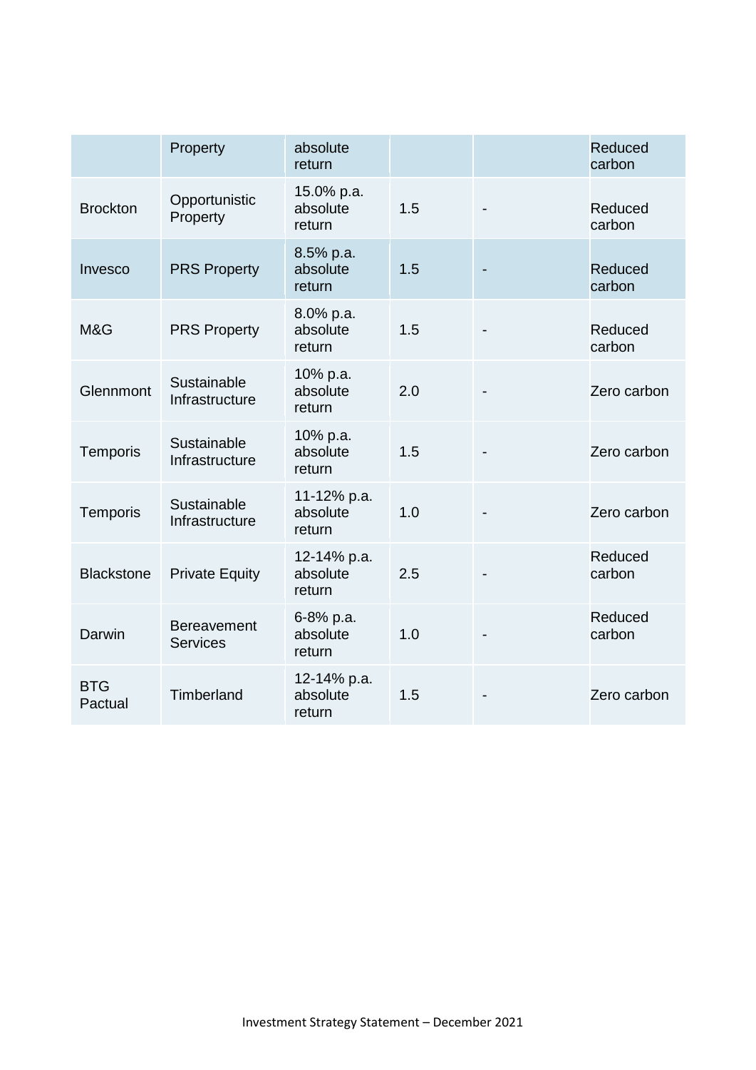| | | | | | |
|---|---|---|---|---|---|
| | Property | absolute return | | | Reduced carbon |
| Brockton | Opportunistic Property | 15.0% p.a. absolute return | 1.5 | - | Reduced carbon |
| Invesco | PRS Property | 8.5% p.a. absolute return | 1.5 | - | Reduced carbon |
| M&G | PRS Property | 8.0% p.a. absolute return | 1.5 | - | Reduced carbon |
| Glennmont | Sustainable Infrastructure | 10% p.a. absolute return | 2.0 | - | Zero carbon |
| Temporis | Sustainable Infrastructure | 10% p.a. absolute return | 1.5 | - | Zero carbon |
| Temporis | Sustainable Infrastructure | 11-12% p.a. absolute return | 1.0 | - | Zero carbon |
| Blackstone | Private Equity | 12-14% p.a. absolute return | 2.5 | - | Reduced carbon |
| Darwin | Bereavement Services | 6-8% p.a. absolute return | 1.0 | - | Reduced carbon |
| BTG Pactual | Timberland | 12-14% p.a. absolute return | 1.5 | - | Zero carbon |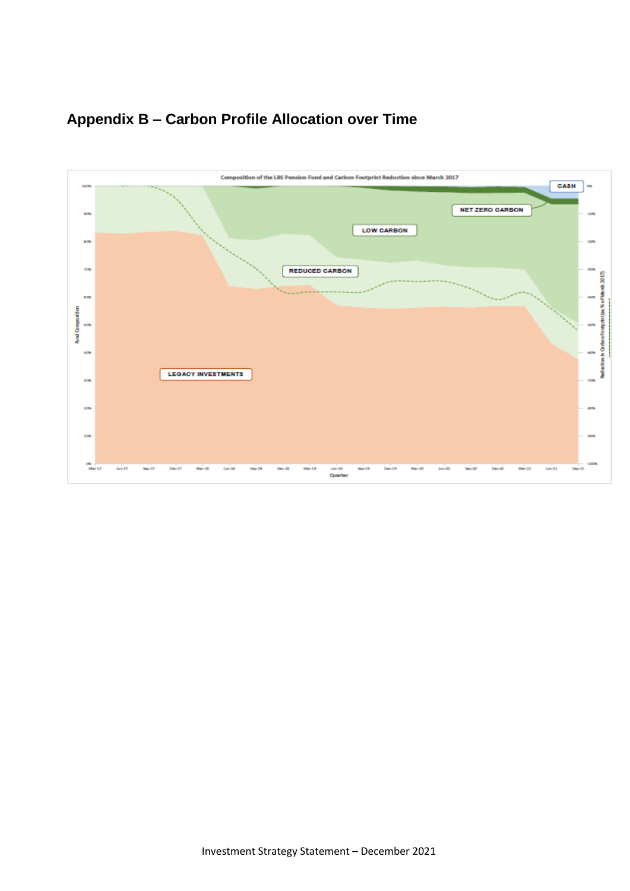## Appendix B – Carbon Profile Allocation over Time

Composition of the LBS Pension Fund and Carbon Footprint Reduction since March 2017

CASH

NET ZERO CARBON

LOW CARBON

REDUCED CARBON

LEGACY INVESTMENTS

Fund Composition

Reduction in Carbon Footprint (as % of March 2017)

Quarter

Mar-17, Jun-17, Sep-17, Dec-17, Mar-18, Jun-18, Sep-18, Dec-18, Mar-19, Jun-19, Sep-19, Dec-19, Mar-20, Jun-20, Sep-20, Dec-20, Mar-21, Jun-21, Sep-21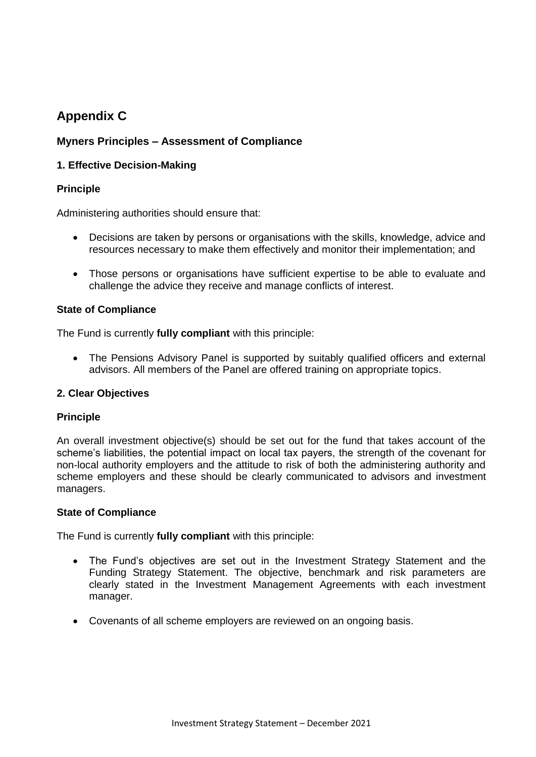# Appendix C

## Myners Principles – Assessment of Compliance

### 1. Effective Decision-Making

#### Principle

Administering authorities should ensure that:

- Decisions are taken by persons or organisations with the skills, knowledge, advice and resources necessary to make them effectively and monitor their implementation; and
- Those persons or organisations have sufficient expertise to be able to evaluate and challenge the advice they receive and manage conflicts of interest.

#### State of Compliance

The Fund is currently **fully compliant** with this principle:

- The Pensions Advisory Panel is supported by suitably qualified officers and external advisors. All members of the Panel are offered training on appropriate topics.

### 2. Clear Objectives

#### Principle

An overall investment objective(s) should be set out for the fund that takes account of the scheme's liabilities, the potential impact on local tax payers, the strength of the covenant for non-local authority employers and the attitude to risk of both the administering authority and scheme employers and these should be clearly communicated to advisors and investment managers.

#### State of Compliance

The Fund is currently **fully compliant** with this principle:

- The Fund's objectives are set out in the Investment Strategy Statement and the Funding Strategy Statement. The objective, benchmark and risk parameters are clearly stated in the Investment Management Agreements with each investment manager.
- Covenants of all scheme employers are reviewed on an ongoing basis.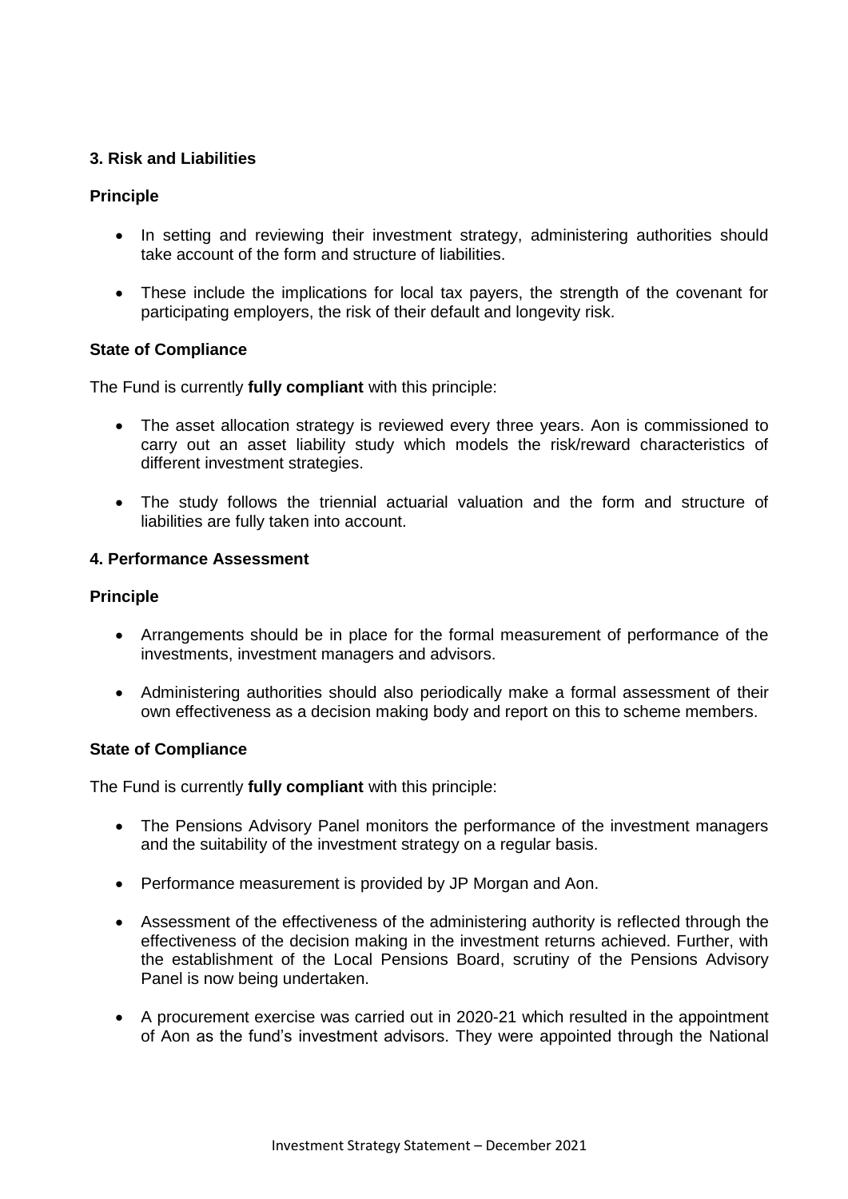### 3. Risk and Liabilities

**Principle**

- In setting and reviewing their investment strategy, administering authorities should take account of the form and structure of liabilities.
- These include the implications for local tax payers, the strength of the covenant for participating employers, the risk of their default and longevity risk.

**State of Compliance**

The Fund is currently **fully compliant** with this principle:

- The asset allocation strategy is reviewed every three years. Aon is commissioned to carry out an asset liability study which models the risk/reward characteristics of different investment strategies.
- The study follows the triennial actuarial valuation and the form and structure of liabilities are fully taken into account.

### 4. Performance Assessment

**Principle**

- Arrangements should be in place for the formal measurement of performance of the investments, investment managers and advisors.
- Administering authorities should also periodically make a formal assessment of their own effectiveness as a decision making body and report on this to scheme members.

**State of Compliance**

The Fund is currently **fully compliant** with this principle:

- The Pensions Advisory Panel monitors the performance of the investment managers and the suitability of the investment strategy on a regular basis.
- Performance measurement is provided by JP Morgan and Aon.
- Assessment of the effectiveness of the administering authority is reflected through the effectiveness of the decision making in the investment returns achieved. Further, with the establishment of the Local Pensions Board, scrutiny of the Pensions Advisory Panel is now being undertaken.
- A procurement exercise was carried out in 2020-21 which resulted in the appointment of Aon as the fund's investment advisors. They were appointed through the National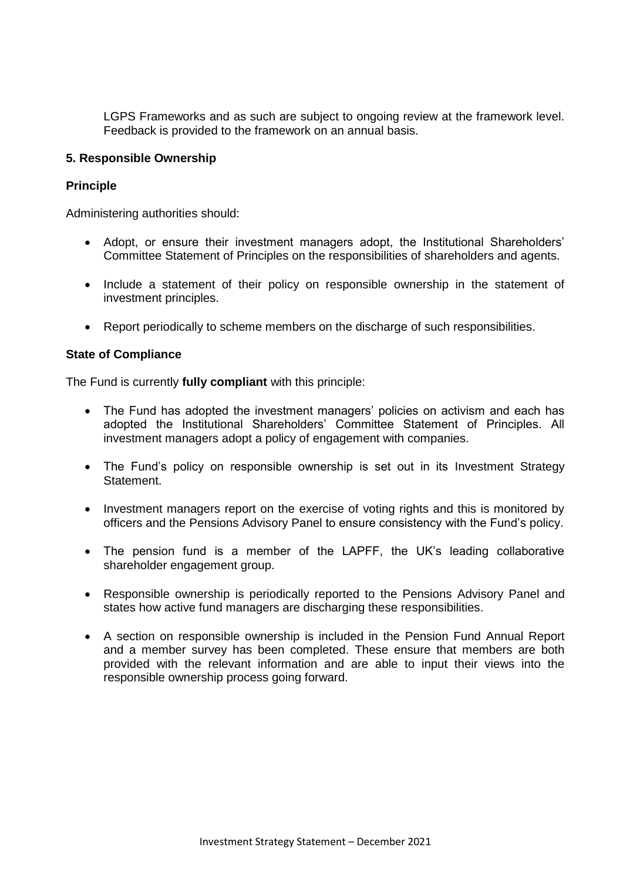LGPS Frameworks and as such are subject to ongoing review at the framework level. Feedback is provided to the framework on an annual basis.

**5. Responsible Ownership**

**Principle**

Administering authorities should:

- Adopt, or ensure their investment managers adopt, the Institutional Shareholders' Committee Statement of Principles on the responsibilities of shareholders and agents.
- Include a statement of their policy on responsible ownership in the statement of investment principles.
- Report periodically to scheme members on the discharge of such responsibilities.

**State of Compliance**

The Fund is currently **fully compliant** with this principle:

- The Fund has adopted the investment managers' policies on activism and each has adopted the Institutional Shareholders' Committee Statement of Principles. All investment managers adopt a policy of engagement with companies.
- The Fund's policy on responsible ownership is set out in its Investment Strategy Statement.
- Investment managers report on the exercise of voting rights and this is monitored by officers and the Pensions Advisory Panel to ensure consistency with the Fund's policy.
- The pension fund is a member of the LAPFF, the UK's leading collaborative shareholder engagement group.
- Responsible ownership is periodically reported to the Pensions Advisory Panel and states how active fund managers are discharging these responsibilities.
- A section on responsible ownership is included in the Pension Fund Annual Report and a member survey has been completed. These ensure that members are both provided with the relevant information and are able to input their views into the responsible ownership process going forward.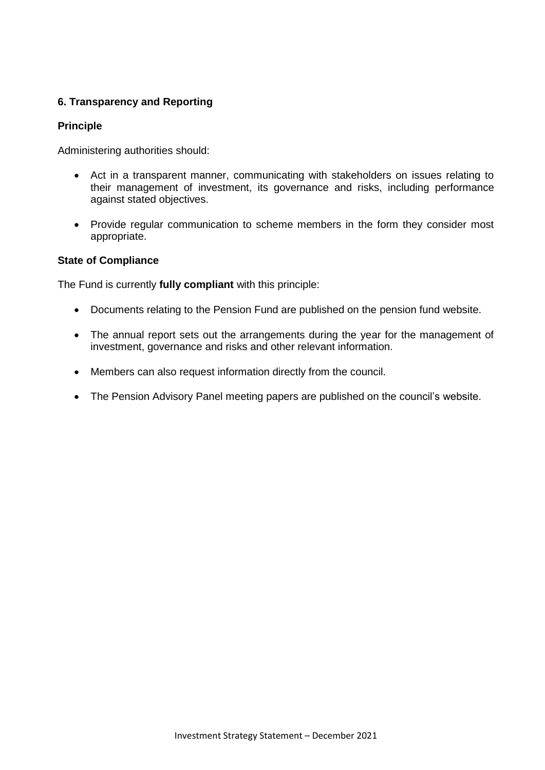**6. Transparency and Reporting**

**Principle**

Administering authorities should:

- Act in a transparent manner, communicating with stakeholders on issues relating to their management of investment, its governance and risks, including performance against stated objectives.
- Provide regular communication to scheme members in the form they consider most appropriate.

**State of Compliance**

The Fund is currently **fully compliant** with this principle:

- Documents relating to the Pension Fund are published on the pension fund website.
- The annual report sets out the arrangements during the year for the management of investment, governance and risks and other relevant information.
- Members can also request information directly from the council.
- The Pension Advisory Panel meeting papers are published on the council's website.